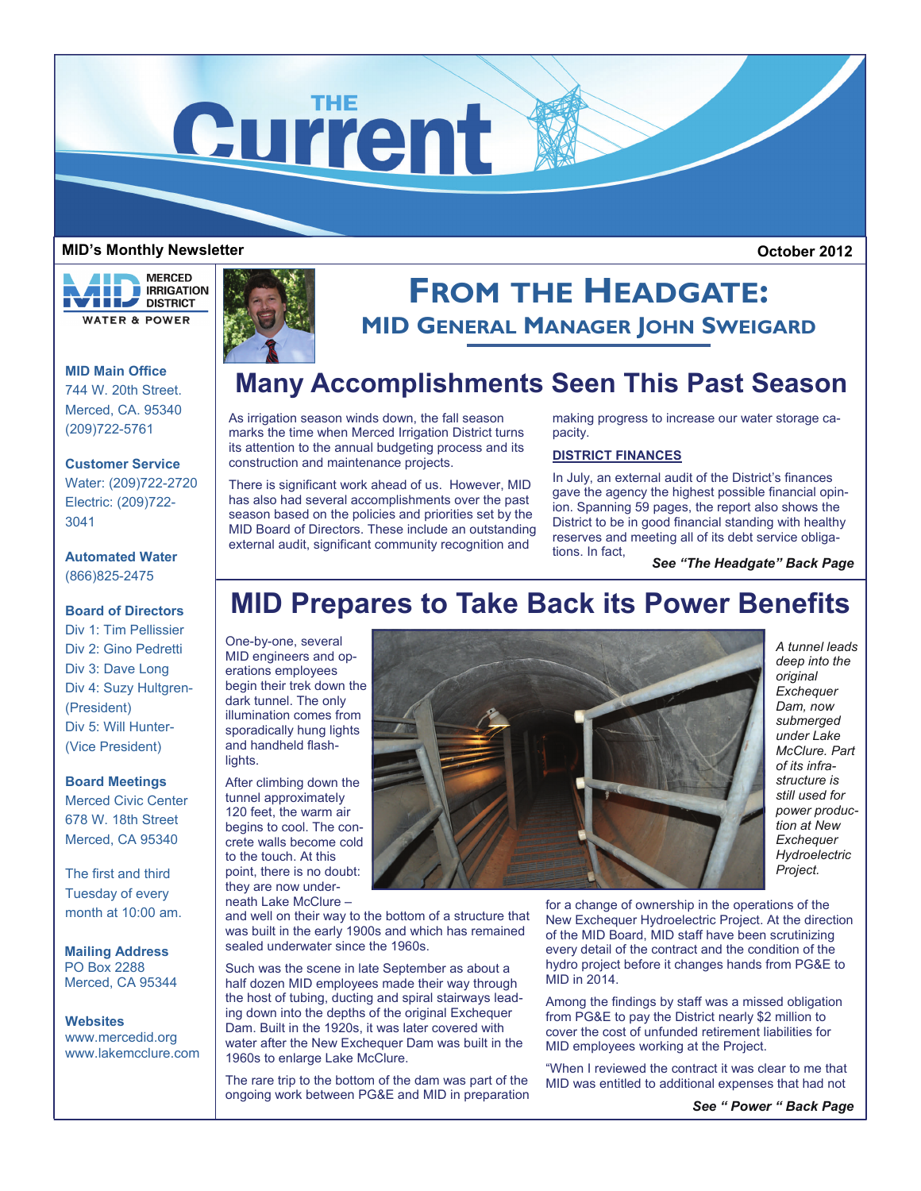# THE Current

**MID's Monthly Newsletter** **October 2012**

MERCED IRRIGATION DISTRICT
WATER & POWER

**MID Main Office**
744 W. 20th Street.
Merced, CA. 95340
(209)722-5761

**Customer Service**
Water: (209)722-2720
Electric: (209)722-3041

**Automated Water**
(866)825-2475

**Board of Directors**
Div 1: Tim Pellissier
Div 2: Gino Pedretti
Div 3: Dave Long
Div 4: Suzy Hultgren-(President)
Div 5: Will Hunter-(Vice President)

**Board Meetings**
Merced Civic Center
678 W. 18th Street
Merced, CA 95340

The first and third Tuesday of every month at 10:00 am.

**Mailing Address**
PO Box 2288
Merced, CA 95344

**Websites**
www.mercedid.org
www.lakemcclure.com

## FROM THE HEADGATE:
### MID GENERAL MANAGER JOHN SWEIGARD

## Many Accomplishments Seen This Past Season

As irrigation season winds down, the fall season marks the time when Merced Irrigation District turns its attention to the annual budgeting process and its construction and maintenance projects.

There is significant work ahead of us. However, MID has also had several accomplishments over the past season based on the policies and priorities set by the MID Board of Directors. These include an outstanding external audit, significant community recognition and making progress to increase our water storage capacity.

**DISTRICT FINANCES**

In July, an external audit of the District's finances gave the agency the highest possible financial opinion. Spanning 59 pages, the report also shows the District to be in good financial standing with healthy reserves and meeting all of its debt service obligations. In fact,

***See "The Headgate" Back Page***

## MID Prepares to Take Back its Power Benefits

One-by-one, several MID engineers and operations employees begin their trek down the dark tunnel. The only illumination comes from sporadically hung lights and handheld flashlights.

After climbing down the tunnel approximately 120 feet, the warm air begins to cool. The concrete walls become cold to the touch. At this point, there is no doubt: they are now underneath Lake McClure – and well on their way to the bottom of a structure that was built in the early 1900s and which has remained sealed underwater since the 1960s.

*A tunnel leads deep into the original Exchequer Dam, now submerged under Lake McClure. Part of its infrastructure is still used for power production at New Exchequer Hydroelectric Project.*

Such was the scene in late September as about a half dozen MID employees made their way through the host of tubing, ducting and spiral stairways leading down into the depths of the original Exchequer Dam. Built in the 1920s, it was later covered with water after the New Exchequer Dam was built in the 1960s to enlarge Lake McClure.

The rare trip to the bottom of the dam was part of the ongoing work between PG&E and MID in preparation for a change of ownership in the operations of the New Exchequer Hydroelectric Project. At the direction of the MID Board, MID staff have been scrutinizing every detail of the contract and the condition of the hydro project before it changes hands from PG&E to MID in 2014.

Among the findings by staff was a missed obligation from PG&E to pay the District nearly $2 million to cover the cost of unfunded retirement liabilities for MID employees working at the Project.

"When I reviewed the contract it was clear to me that MID was entitled to additional expenses that had not

***See " Power " Back Page***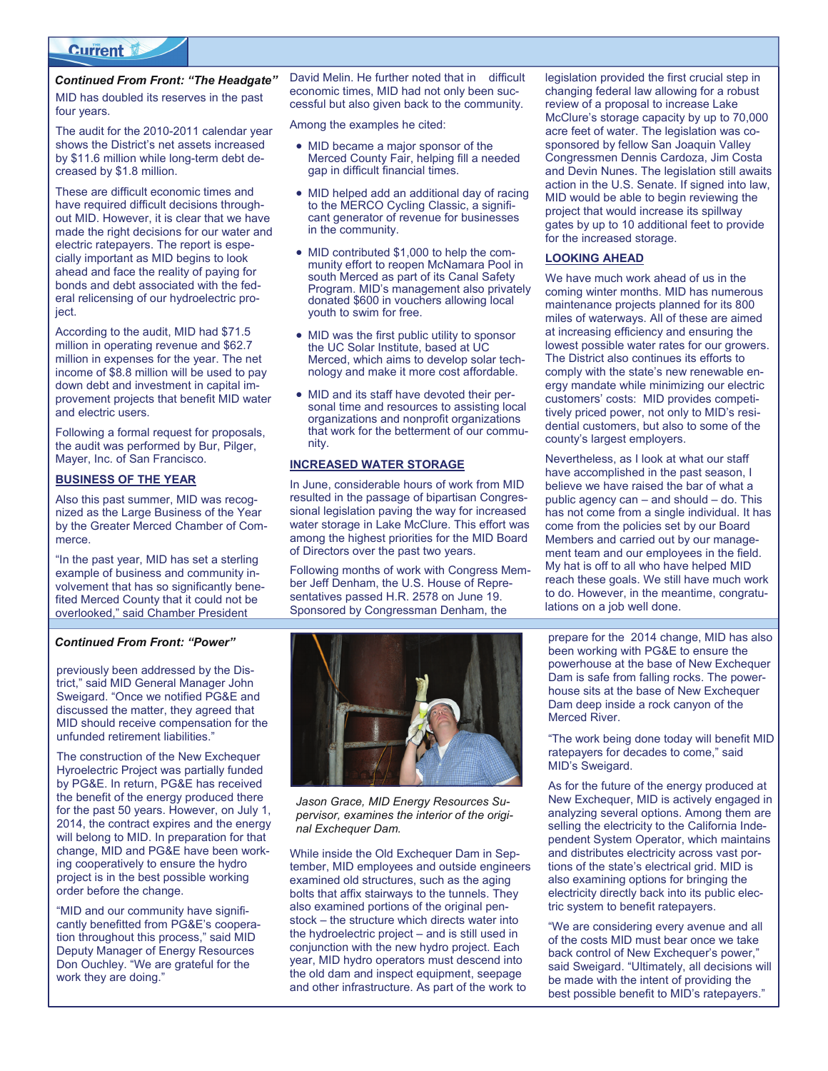### *Continued From Front: "The Headgate"*

MID has doubled its reserves in the past four years.

The audit for the 2010-2011 calendar year shows the District's net assets increased by $11.6 million while long-term debt decreased by $1.8 million.

These are difficult economic times and have required difficult decisions throughout MID. However, it is clear that we have made the right decisions for our water and electric ratepayers. The report is especially important as MID begins to look ahead and face the reality of paying for bonds and debt associated with the federal relicensing of our hydroelectric project.

According to the audit, MID had $71.5 million in operating revenue and $62.7 million in expenses for the year. The net income of $8.8 million will be used to pay down debt and investment in capital improvement projects that benefit MID water and electric users.

Following a formal request for proposals, the audit was performed by Bur, Pilger, Mayer, Inc. of San Francisco.

#### BUSINESS OF THE YEAR

Also this past summer, MID was recognized as the Large Business of the Year by the Greater Merced Chamber of Commerce.

"In the past year, MID has set a sterling example of business and community involvement that has so significantly benefited Merced County that it could not be overlooked," said Chamber President David Melin. He further noted that in difficult economic times, MID had not only been successful but also given back to the community.

Among the examples he cited:

- MID became a major sponsor of the Merced County Fair, helping fill a needed gap in difficult financial times.
- MID helped add an additional day of racing to the MERCO Cycling Classic, a significant generator of revenue for businesses in the community.
- MID contributed $1,000 to help the community effort to reopen McNamara Pool in south Merced as part of its Canal Safety Program. MID's management also privately donated $600 in vouchers allowing local youth to swim for free.
- MID was the first public utility to sponsor the UC Solar Institute, based at UC Merced, which aims to develop solar technology and make it more cost affordable.
- MID and its staff have devoted their personal time and resources to assisting local organizations and nonprofit organizations that work for the betterment of our community.

#### INCREASED WATER STORAGE

In June, considerable hours of work from MID resulted in the passage of bipartisan Congressional legislation paving the way for increased water storage in Lake McClure. This effort was among the highest priorities for the MID Board of Directors over the past two years.

Following months of work with Congress Member Jeff Denham, the U.S. House of Representatives passed H.R. 2578 on June 19. Sponsored by Congressman Denham, the legislation provided the first crucial step in changing federal law allowing for a robust review of a proposal to increase Lake McClure's storage capacity by up to 70,000 acre feet of water. The legislation was co-sponsored by fellow San Joaquin Valley Congressmen Dennis Cardoza, Jim Costa and Devin Nunes. The legislation still awaits action in the U.S. Senate. If signed into law, MID would be able to begin reviewing the project that would increase its spillway gates by up to 10 additional feet to provide for the increased storage.

#### LOOKING AHEAD

We have much work ahead of us in the coming winter months. MID has numerous maintenance projects planned for its 800 miles of waterways. All of these are aimed at increasing efficiency and ensuring the lowest possible water rates for our growers. The District also continues its efforts to comply with the state's new renewable energy mandate while minimizing our electric customers' costs: MID provides competitively priced power, not only to MID's residential customers, but also to some of the county's largest employers.

Nevertheless, as I look at what our staff have accomplished in the past season, I believe we have raised the bar of what a public agency can – and should – do. This has not come from a single individual. It has come from the policies set by our Board Members and carried out by our management team and our employees in the field. My hat is off to all who have helped MID reach these goals. We still have much work to do. However, in the meantime, congratulations on a job well done.

### *Continued From Front: "Power"*

previously been addressed by the District," said MID General Manager John Sweigard. "Once we notified PG&E and discussed the matter, they agreed that MID should receive compensation for the unfunded retirement liabilities."

The construction of the New Exchequer Hyroelectric Project was partially funded by PG&E. In return, PG&E has received the benefit of the energy produced there for the past 50 years. However, on July 1, 2014, the contract expires and the energy will belong to MID. In preparation for that change, MID and PG&E have been working cooperatively to ensure the hydro project is in the best possible working order before the change.

"MID and our community have significantly benefitted from PG&E's cooperation throughout this process," said MID Deputy Manager of Energy Resources Don Ouchley. "We are grateful for the work they are doing."

*Jason Grace, MID Energy Resources Supervisor, examines the interior of the original Exchequer Dam.*

While inside the Old Exchequer Dam in September, MID employees and outside engineers examined old structures, such as the aging bolts that affix stairways to the tunnels. They also examined portions of the original penstock – the structure which directs water into the hydroelectric project – and is still used in conjunction with the new hydro project. Each year, MID hydro operators must descend into the old dam and inspect equipment, seepage and other infrastructure. As part of the work to prepare for the 2014 change, MID has also been working with PG&E to ensure the powerhouse at the base of New Exchequer Dam is safe from falling rocks. The powerhouse sits at the base of New Exchequer Dam deep inside a rock canyon of the Merced River.

"The work being done today will benefit MID ratepayers for decades to come," said MID's Sweigard.

As for the future of the energy produced at New Exchequer, MID is actively engaged in analyzing several options. Among them are selling the electricity to the California Independent System Operator, which maintains and distributes electricity across vast portions of the state's electrical grid. MID is also examining options for bringing the electricity directly back into its public electric system to benefit ratepayers.

"We are considering every avenue and all of the costs MID must bear once we take back control of New Exchequer's power," said Sweigard. "Ultimately, all decisions will be made with the intent of providing the best possible benefit to MID's ratepayers."